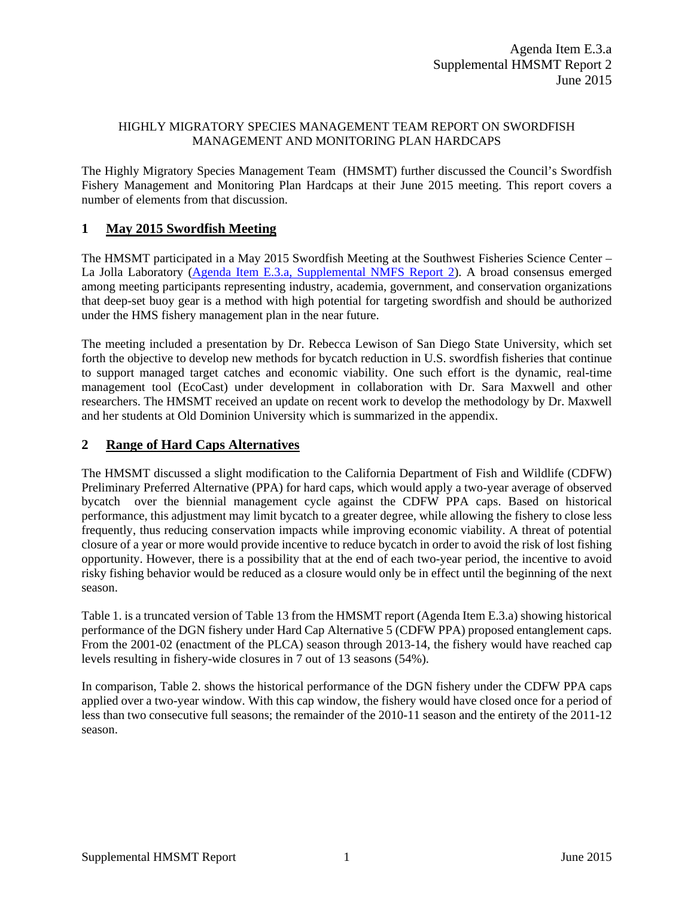Agenda Item E.3.a
Supplemental HMSMT Report 2
June 2015

# HIGHLY MIGRATORY SPECIES MANAGEMENT TEAM REPORT ON SWORDFISH MANAGEMENT AND MONITORING PLAN HARDCAPS

The Highly Migratory Species Management Team (HMSMT) further discussed the Council's Swordfish Fishery Management and Monitoring Plan Hardcaps at their June 2015 meeting. This report covers a number of elements from that discussion.

## 1 May 2015 Swordfish Meeting

The HMSMT participated in a May 2015 Swordfish Meeting at the Southwest Fisheries Science Center – La Jolla Laboratory (Agenda Item E.3.a, Supplemental NMFS Report 2). A broad consensus emerged among meeting participants representing industry, academia, government, and conservation organizations that deep-set buoy gear is a method with high potential for targeting swordfish and should be authorized under the HMS fishery management plan in the near future.

The meeting included a presentation by Dr. Rebecca Lewison of San Diego State University, which set forth the objective to develop new methods for bycatch reduction in U.S. swordfish fisheries that continue to support managed target catches and economic viability. One such effort is the dynamic, real-time management tool (EcoCast) under development in collaboration with Dr. Sara Maxwell and other researchers. The HMSMT received an update on recent work to develop the methodology by Dr. Maxwell and her students at Old Dominion University which is summarized in the appendix.

## 2 Range of Hard Caps Alternatives

The HMSMT discussed a slight modification to the California Department of Fish and Wildlife (CDFW) Preliminary Preferred Alternative (PPA) for hard caps, which would apply a two-year average of observed bycatch over the biennial management cycle against the CDFW PPA caps. Based on historical performance, this adjustment may limit bycatch to a greater degree, while allowing the fishery to close less frequently, thus reducing conservation impacts while improving economic viability. A threat of potential closure of a year or more would provide incentive to reduce bycatch in order to avoid the risk of lost fishing opportunity. However, there is a possibility that at the end of each two-year period, the incentive to avoid risky fishing behavior would be reduced as a closure would only be in effect until the beginning of the next season.

Table 1. is a truncated version of Table 13 from the HMSMT report (Agenda Item E.3.a) showing historical performance of the DGN fishery under Hard Cap Alternative 5 (CDFW PPA) proposed entanglement caps. From the 2001-02 (enactment of the PLCA) season through 2013-14, the fishery would have reached cap levels resulting in fishery-wide closures in 7 out of 13 seasons (54%).

In comparison, Table 2. shows the historical performance of the DGN fishery under the CDFW PPA caps applied over a two-year window. With this cap window, the fishery would have closed once for a period of less than two consecutive full seasons; the remainder of the 2010-11 season and the entirety of the 2011-12 season.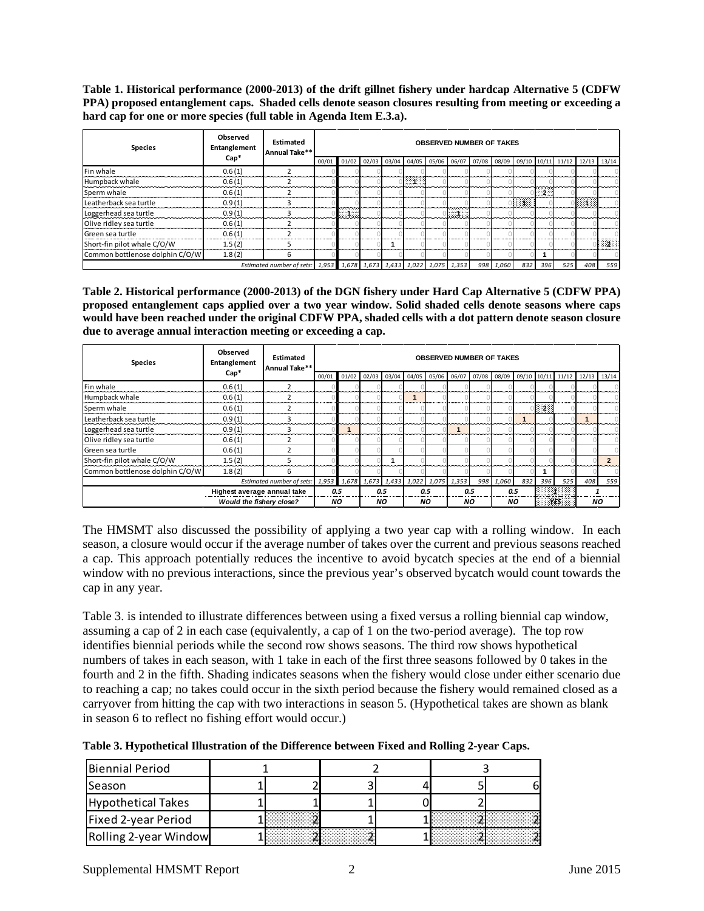**Table 1. Historical performance (2000-2013) of the drift gillnet fishery under hardcap Alternative 5 (CDFW PPA) proposed entanglement caps. Shaded cells denote season closures resulting from meeting or exceeding a hard cap for one or more species (full table in Agenda Item E.3.a).**

| Species | Observed Entanglement Cap* | Estimated Annual Take** | OBSERVED NUMBER OF TAKES | | | | | | | | | | | | | |
|---|---|---|---|---|---|---|---|---|---|---|---|---|---|---|---|---|
| | | | 00/01 | 01/02 | 02/03 | 03/04 | 04/05 | 05/06 | 06/07 | 07/08 | 08/09 | 09/10 | 10/11 | 11/12 | 12/13 | 13/14 |
| Fin whale | 0.6 (1) | 2 | 0 | 0 | 0 | 0 | 0 | 0 | 0 | 0 | 0 | 0 | 0 | 0 | 0 | 0 |
| Humpback whale | 0.6 (1) | 2 | 0 | 0 | 0 | 0 | 1 | 0 | 0 | 0 | 0 | 0 | 0 | 0 | 0 | 0 |
| Sperm whale | 0.6 (1) | 2 | 0 | 0 | 0 | 0 | 0 | 0 | 0 | 0 | 0 | 0 | 2 | 0 | 0 | 0 |
| Leatherback sea turtle | 0.9 (1) | 3 | 0 | 0 | 0 | 0 | 0 | 0 | 0 | 0 | 0 | 1 | 0 | 0 | 1 | 0 |
| Loggerhead sea turtle | 0.9 (1) | 3 | 0 | 1 | 0 | 0 | 0 | 0 | 1 | 0 | 0 | 0 | 0 | 0 | 0 | 0 |
| Olive ridley sea turtle | 0.6 (1) | 2 | 0 | 0 | 0 | 0 | 0 | 0 | 0 | 0 | 0 | 0 | 0 | 0 | 0 | 0 |
| Green sea turtle | 0.6 (1) | 2 | 0 | 0 | 0 | 0 | 0 | 0 | 0 | 0 | 0 | 0 | 0 | 0 | 0 | 0 |
| Short-fin pilot whale C/O/W | 1.5 (2) | 5 | 0 | 0 | 0 | 1 | 0 | 0 | 0 | 0 | 0 | 0 | 0 | 0 | 0 | 2 |
| Common bottlenose dolphin C/O/W | 1.8 (2) | 6 | 0 | 0 | 0 | 0 | 0 | 0 | 0 | 0 | 0 | 0 | 1 | 0 | 0 | 0 |
| | | *Estimated number of sets:* | *1,953* | *1,678* | *1,673* | *1,433* | *1,022* | *1,075* | *1,353* | *998* | *1,060* | *832* | *396* | *525* | *408* | *559* |

**Table 2. Historical performance (2000-2013) of the DGN fishery under Hard Cap Alternative 5 (CDFW PPA) proposed entanglement caps applied over a two year window. Solid shaded cells denote seasons where caps would have been reached under the original CDFW PPA, shaded cells with a dot pattern denote season closure due to average annual interaction meeting or exceeding a cap.**

| Species | Observed Entanglement Cap* | Estimated Annual Take** | OBSERVED NUMBER OF TAKES | | | | | | | | | | | | | |
|---|---|---|---|---|---|---|---|---|---|---|---|---|---|---|---|---|
| | | | 00/01 | 01/02 | 02/03 | 03/04 | 04/05 | 05/06 | 06/07 | 07/08 | 08/09 | 09/10 | 10/11 | 11/12 | 12/13 | 13/14 |
| Fin whale | 0.6 (1) | 2 | 0 | 0 | 0 | 0 | 0 | 0 | 0 | 0 | 0 | 0 | 0 | 0 | 0 | 0 |
| Humpback whale | 0.6 (1) | 2 | 0 | 0 | 0 | 0 | 1 | 0 | 0 | 0 | 0 | 0 | 0 | 0 | 0 | 0 |
| Sperm whale | 0.6 (1) | 2 | 0 | 0 | 0 | 0 | 0 | 0 | 0 | 0 | 0 | 0 | 2 | 0 | 0 | 0 |
| Leatherback sea turtle | 0.9 (1) | 3 | 0 | 0 | 0 | 0 | 0 | 0 | 0 | 0 | 0 | 1 | 0 | 0 | 1 | 0 |
| Loggerhead sea turtle | 0.9 (1) | 3 | 0 | 1 | 0 | 0 | 0 | 0 | 1 | 0 | 0 | 0 | 0 | 0 | 0 | 0 |
| Olive ridley sea turtle | 0.6 (1) | 2 | 0 | 0 | 0 | 0 | 0 | 0 | 0 | 0 | 0 | 0 | 0 | 0 | 0 | 0 |
| Green sea turtle | 0.6 (1) | 2 | 0 | 0 | 0 | 0 | 0 | 0 | 0 | 0 | 0 | 0 | 0 | 0 | 0 | 0 |
| Short-fin pilot whale C/O/W | 1.5 (2) | 5 | 0 | 0 | 0 | 1 | 0 | 0 | 0 | 0 | 0 | 0 | 0 | 0 | 0 | 2 |
| Common bottlenose dolphin C/O/W | 1.8 (2) | 6 | 0 | 0 | 0 | 0 | 0 | 0 | 0 | 0 | 0 | 0 | 1 | 0 | 0 | 0 |
| | | *Estimated number of sets:* | *1,953* | *1,678* | *1,673* | *1,433* | *1,022* | *1,075* | *1,353* | *998* | *1,060* | *832* | *396* | *525* | *408* | *559* |
| | **Highest average annual take** | | **0.5** | | **0.5** | | **0.5** | | **0.5** | | **0.5** | | **1** | | **1** | |
| | ***Would the fishery close?*** | | ***NO*** | | ***NO*** | | ***NO*** | | ***NO*** | | ***NO*** | | ***YES*** | | ***NO*** | |

The HMSMT also discussed the possibility of applying a two year cap with a rolling window. In each season, a closure would occur if the average number of takes over the current and previous seasons reached a cap. This approach potentially reduces the incentive to avoid bycatch species at the end of a biennial window with no previous interactions, since the previous year's observed bycatch would count towards the cap in any year.

Table 3. is intended to illustrate differences between using a fixed versus a rolling biennial cap window, assuming a cap of 2 in each case (equivalently, a cap of 1 on the two-period average). The top row identifies biennial periods while the second row shows seasons. The third row shows hypothetical numbers of takes in each season, with 1 take in each of the first three seasons followed by 0 takes in the fourth and 2 in the fifth. Shading indicates seasons when the fishery would close under either scenario due to reaching a cap; no takes could occur in the sixth period because the fishery would remained closed as a carryover from hitting the cap with two interactions in season 5. (Hypothetical takes are shown as blank in season 6 to reflect no fishing effort would occur.)

**Table 3. Hypothetical Illustration of the Difference between Fixed and Rolling 2-year Caps.**

| Biennial Period | 1 | | 2 | | 3 | |
|---|---|---|---|---|---|---|
| Season | 1 | 2 | 3 | 4 | 5 | 6 |
| Hypothetical Takes | 1 | 1 | 1 | 0 | 2 | |
| Fixed 2-year Period | 1 | 2 | 1 | 1 | 2 | 2 |
| Rolling 2-year Window | 1 | 2 | 2 | 1 | 2 | 2 |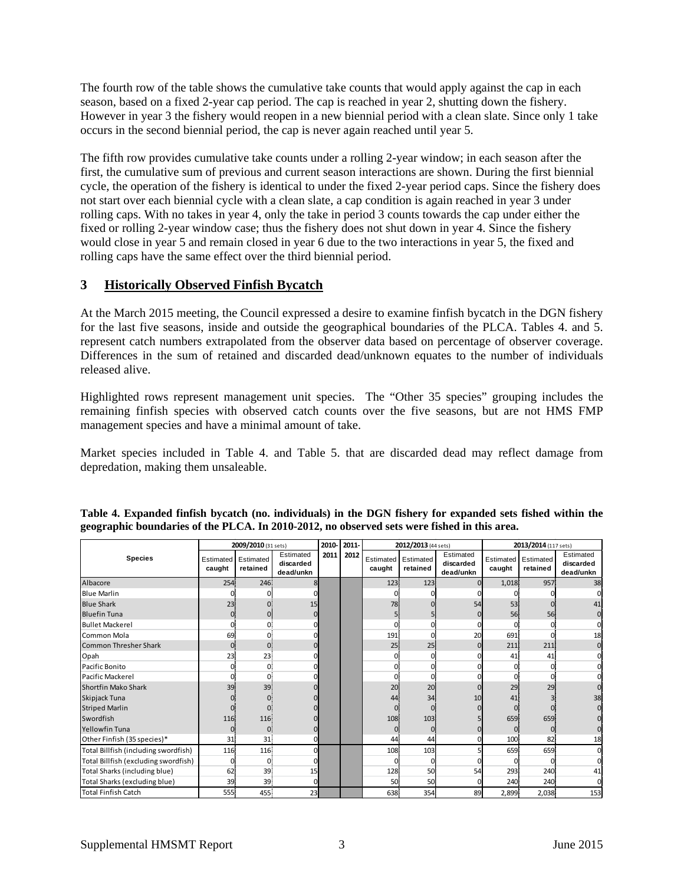The fourth row of the table shows the cumulative take counts that would apply against the cap in each season, based on a fixed 2-year cap period. The cap is reached in year 2, shutting down the fishery. However in year 3 the fishery would reopen in a new biennial period with a clean slate. Since only 1 take occurs in the second biennial period, the cap is never again reached until year 5.

The fifth row provides cumulative take counts under a rolling 2-year window; in each season after the first, the cumulative sum of previous and current season interactions are shown. During the first biennial cycle, the operation of the fishery is identical to under the fixed 2-year period caps. Since the fishery does not start over each biennial cycle with a clean slate, a cap condition is again reached in year 3 under rolling caps. With no takes in year 4, only the take in period 3 counts towards the cap under either the fixed or rolling 2-year window case; thus the fishery does not shut down in year 4. Since the fishery would close in year 5 and remain closed in year 6 due to the two interactions in year 5, the fixed and rolling caps have the same effect over the third biennial period.

## 3 Historically Observed Finfish Bycatch

At the March 2015 meeting, the Council expressed a desire to examine finfish bycatch in the DGN fishery for the last five seasons, inside and outside the geographical boundaries of the PLCA. Tables 4. and 5. represent catch numbers extrapolated from the observer data based on percentage of observer coverage. Differences in the sum of retained and discarded dead/unknown equates to the number of individuals released alive.

Highlighted rows represent management unit species. The "Other 35 species" grouping includes the remaining finfish species with observed catch counts over the five seasons, but are not HMS FMP management species and have a minimal amount of take.

Market species included in Table 4. and Table 5. that are discarded dead may reflect damage from depredation, making them unsaleable.

**Table 4. Expanded finfish bycatch (no. individuals) in the DGN fishery for expanded sets fished within the geographic boundaries of the PLCA. In 2010-2012, no observed sets were fished in this area.**

| Species | 2009/2010 (31 sets) | | | 2010-2011 | 2011-2012 | 2012/2013 (44 sets) | | | 2013/2014 (117 sets) | | |
|---|---|---|---|---|---|---|---|---|---|---|---|
| | Estimated caught | Estimated retained | Estimated discarded dead/unkn | | | Estimated caught | Estimated retained | Estimated discarded dead/unkn | Estimated caught | Estimated retained | Estimated discarded dead/unkn |
| Albacore | 254 | 246 | 8 | | | 123 | 123 | 0 | 1,018 | 957 | 38 |
| Blue Marlin | 0 | 0 | 0 | | | 0 | 0 | 0 | 0 | 0 | 0 |
| Blue Shark | 23 | 0 | 15 | | | 78 | 0 | 54 | 53 | 0 | 41 |
| Bluefin Tuna | 0 | 0 | 0 | | | 5 | 5 | 0 | 56 | 56 | 0 |
| Bullet Mackerel | 0 | 0 | 0 | | | 0 | 0 | 0 | 0 | 0 | 0 |
| Common Mola | 69 | 0 | 0 | | | 191 | 0 | 20 | 691 | 0 | 18 |
| Common Thresher Shark | 0 | 0 | 0 | | | 25 | 25 | 0 | 211 | 211 | 0 |
| Opah | 23 | 23 | 0 | | | 0 | 0 | 0 | 41 | 41 | 0 |
| Pacific Bonito | 0 | 0 | 0 | | | 0 | 0 | 0 | 0 | 0 | 0 |
| Pacific Mackerel | 0 | 0 | 0 | | | 0 | 0 | 0 | 0 | 0 | 0 |
| Shortfin Mako Shark | 39 | 39 | 0 | | | 20 | 20 | 0 | 29 | 29 | 0 |
| Skipjack Tuna | 0 | 0 | 0 | | | 44 | 34 | 10 | 41 | 3 | 38 |
| Striped Marlin | 0 | 0 | 0 | | | 0 | 0 | 0 | 0 | 0 | 0 |
| Swordfish | 116 | 116 | 0 | | | 108 | 103 | 5 | 659 | 659 | 0 |
| Yellowfin Tuna | 0 | 0 | 0 | | | 0 | 0 | 0 | 0 | 0 | 0 |
| Other Finfish (35 species)* | 31 | 31 | 0 | | | 44 | 44 | 0 | 100 | 82 | 18 |
| Total Billfish (including swordfish) | 116 | 116 | 0 | | | 108 | 103 | 5 | 659 | 659 | 0 |
| Total Billfish (excluding swordfish) | 0 | 0 | 0 | | | 0 | 0 | 0 | 0 | 0 | 0 |
| Total Sharks (including blue) | 62 | 39 | 15 | | | 128 | 50 | 54 | 293 | 240 | 41 |
| Total Sharks (excluding blue) | 39 | 39 | 0 | | | 50 | 50 | 0 | 240 | 240 | 0 |
| Total Finfish Catch | 555 | 455 | 23 | | | 638 | 354 | 89 | 2,899 | 2,038 | 153 |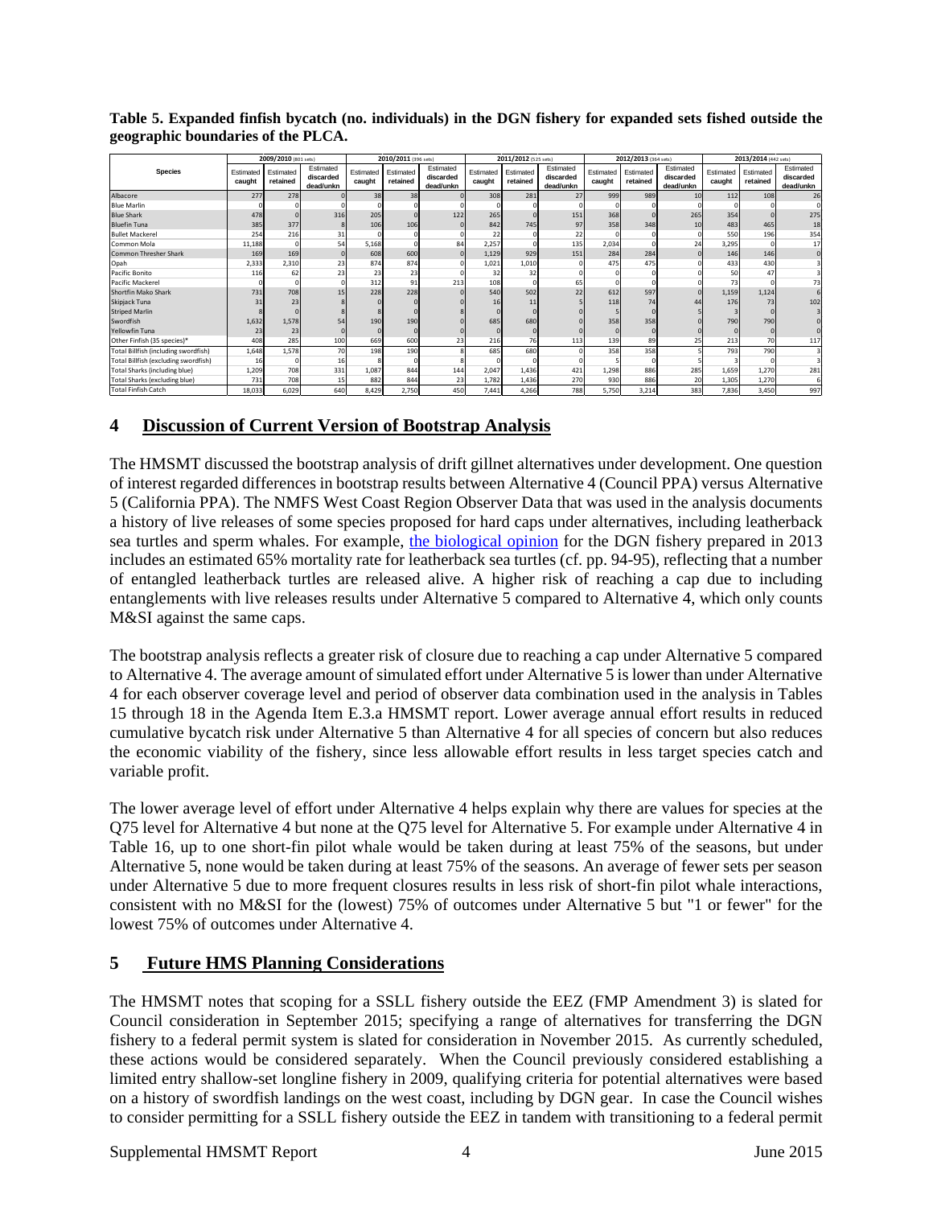**Table 5. Expanded finfish bycatch (no. individuals) in the DGN fishery for expanded sets fished outside the geographic boundaries of the PLCA.**

| Species | 2009/2010 (801 sets) | | | 2010/2011 (396 sets) | | | 2011/2012 (525 sets) | | | 2012/2013 (364 sets) | | | 2013/2014 (442 sets) | | |
|---|---|---|---|---|---|---|---|---|---|---|---|---|---|---|---|
| | Estimated caught | Estimated retained | Estimated discarded dead/unkn | Estimated caught | Estimated retained | Estimated discarded dead/unkn | Estimated caught | Estimated retained | Estimated discarded dead/unkn | Estimated caught | Estimated retained | Estimated discarded dead/unkn | Estimated caught | Estimated retained | Estimated discarded dead/unkn |
| Albacore | 277 | 278 | 0 | 38 | 38 | 0 | 308 | 281 | 27 | 999 | 989 | 10 | 112 | 108 | 26 |
| Blue Marlin | 0 | 0 | 0 | 0 | 0 | 0 | 0 | 0 | 0 | 0 | 0 | 0 | 0 | 0 | 0 |
| Blue Shark | 478 | 0 | 316 | 205 | 0 | 122 | 265 | 0 | 151 | 368 | 0 | 265 | 354 | 0 | 275 |
| Bluefin Tuna | 385 | 377 | 8 | 106 | 106 | 0 | 842 | 745 | 97 | 358 | 348 | 10 | 483 | 465 | 18 |
| Bullet Mackerel | 254 | 216 | 31 | 0 | 0 | 0 | 22 | 0 | 22 | 0 | 0 | 0 | 550 | 196 | 354 |
| Common Mola | 11,188 | 0 | 54 | 5,168 | 0 | 84 | 2,257 | 0 | 135 | 2,034 | 0 | 24 | 3,295 | 0 | 17 |
| Common Thresher Shark | 169 | 169 | 0 | 608 | 600 | 0 | 1,129 | 929 | 151 | 284 | 284 | 0 | 146 | 146 | 0 |
| Opah | 2,333 | 2,310 | 23 | 874 | 874 | 0 | 1,021 | 1,010 | 0 | 475 | 475 | 0 | 433 | 430 | 3 |
| Pacific Bonito | 116 | 62 | 23 | 23 | 23 | 0 | 32 | 32 | 0 | 0 | 0 | 0 | 50 | 47 | 3 |
| Pacific Mackerel | 0 | 0 | 0 | 312 | 91 | 213 | 108 | 0 | 65 | 0 | 0 | 0 | 73 | 0 | 73 |
| Shortfin Mako Shark | 731 | 708 | 15 | 228 | 228 | 0 | 540 | 502 | 22 | 612 | 597 | 0 | 1,159 | 1,124 | 6 |
| Skipjack Tuna | 31 | 23 | 8 | 0 | 0 | 0 | 16 | 11 | 5 | 118 | 74 | 44 | 176 | 73 | 102 |
| Striped Marlin | 8 | 0 | 8 | 8 | 0 | 8 | 0 | 0 | 0 | 5 | 0 | 5 | 3 | 0 | 3 |
| Swordfish | 1,632 | 1,578 | 54 | 190 | 190 | 0 | 685 | 680 | 0 | 358 | 358 | 0 | 790 | 790 | 0 |
| Yellowfin Tuna | 23 | 23 | 0 | 0 | 0 | 0 | 0 | 0 | 0 | 0 | 0 | 0 | 0 | 0 | 0 |
| Other Finfish (35 species)* | 408 | 285 | 100 | 669 | 600 | 23 | 216 | 76 | 113 | 139 | 89 | 25 | 213 | 70 | 117 |
| Total Billfish (including swordfish) | 1,648 | 1,578 | 70 | 198 | 190 | 8 | 685 | 680 | 0 | 358 | 358 | 5 | 793 | 790 | 3 |
| Total Billfish (excluding swordfish) | 16 | 0 | 16 | 8 | 0 | 8 | 0 | 0 | 0 | 5 | 0 | 5 | 3 | 0 | 3 |
| Total Sharks (including blue) | 1,209 | 708 | 331 | 1,087 | 844 | 144 | 2,047 | 1,436 | 421 | 1,298 | 886 | 285 | 1,659 | 1,270 | 281 |
| Total Sharks (excluding blue) | 731 | 708 | 15 | 882 | 844 | 23 | 1,782 | 1,436 | 270 | 930 | 886 | 20 | 1,305 | 1,270 | 6 |
| Total Finfish Catch | 18,033 | 6,029 | 640 | 8,429 | 2,750 | 450 | 7,441 | 4,266 | 788 | 5,750 | 3,214 | 383 | 7,836 | 3,450 | 997 |

## 4 Discussion of Current Version of Bootstrap Analysis

The HMSMT discussed the bootstrap analysis of drift gillnet alternatives under development. One question of interest regarded differences in bootstrap results between Alternative 4 (Council PPA) versus Alternative 5 (California PPA). The NMFS West Coast Region Observer Data that was used in the analysis documents a history of live releases of some species proposed for hard caps under alternatives, including leatherback sea turtles and sperm whales. For example, the biological opinion for the DGN fishery prepared in 2013 includes an estimated 65% mortality rate for leatherback sea turtles (cf. pp. 94-95), reflecting that a number of entangled leatherback turtles are released alive. A higher risk of reaching a cap due to including entanglements with live releases results under Alternative 5 compared to Alternative 4, which only counts M&SI against the same caps.

The bootstrap analysis reflects a greater risk of closure due to reaching a cap under Alternative 5 compared to Alternative 4. The average amount of simulated effort under Alternative 5 is lower than under Alternative 4 for each observer coverage level and period of observer data combination used in the analysis in Tables 15 through 18 in the Agenda Item E.3.a HMSMT report. Lower average annual effort results in reduced cumulative bycatch risk under Alternative 5 than Alternative 4 for all species of concern but also reduces the economic viability of the fishery, since less allowable effort results in less target species catch and variable profit.

The lower average level of effort under Alternative 4 helps explain why there are values for species at the Q75 level for Alternative 4 but none at the Q75 level for Alternative 5. For example under Alternative 4 in Table 16, up to one short-fin pilot whale would be taken during at least 75% of the seasons, but under Alternative 5, none would be taken during at least 75% of the seasons. An average of fewer sets per season under Alternative 5 due to more frequent closures results in less risk of short-fin pilot whale interactions, consistent with no M&SI for the (lowest) 75% of outcomes under Alternative 5 but "1 or fewer" for the lowest 75% of outcomes under Alternative 4.

## 5 Future HMS Planning Considerations

The HMSMT notes that scoping for a SSLL fishery outside the EEZ (FMP Amendment 3) is slated for Council consideration in September 2015; specifying a range of alternatives for transferring the DGN fishery to a federal permit system is slated for consideration in November 2015. As currently scheduled, these actions would be considered separately. When the Council previously considered establishing a limited entry shallow-set longline fishery in 2009, qualifying criteria for potential alternatives were based on a history of swordfish landings on the west coast, including by DGN gear. In case the Council wishes to consider permitting for a SSLL fishery outside the EEZ in tandem with transitioning to a federal permit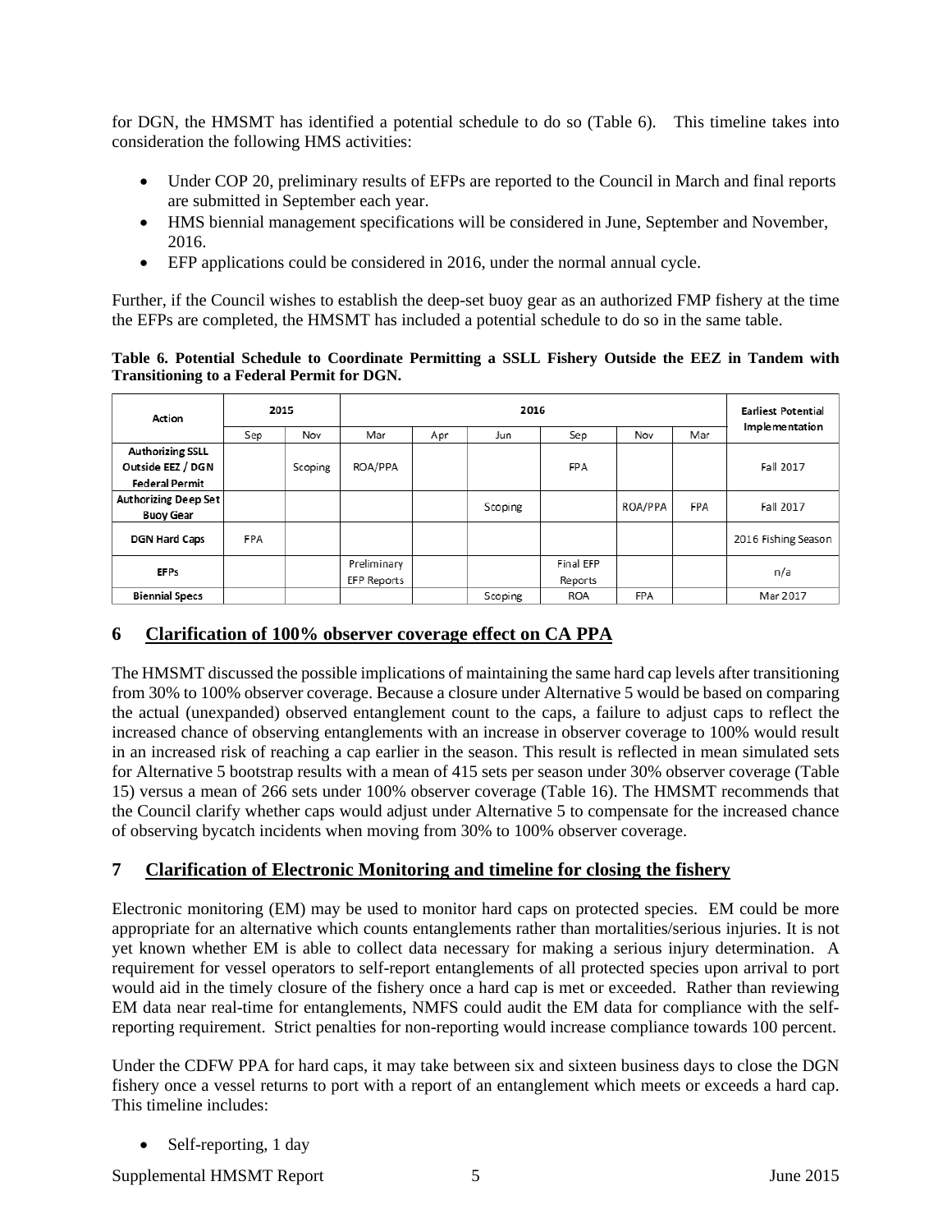for DGN, the HMSMT has identified a potential schedule to do so (Table 6). This timeline takes into consideration the following HMS activities:

- Under COP 20, preliminary results of EFPs are reported to the Council in March and final reports are submitted in September each year.
- HMS biennial management specifications will be considered in June, September and November, 2016.
- EFP applications could be considered in 2016, under the normal annual cycle.

Further, if the Council wishes to establish the deep-set buoy gear as an authorized FMP fishery at the time the EFPs are completed, the HMSMT has included a potential schedule to do so in the same table.

**Table 6. Potential Schedule to Coordinate Permitting a SSLL Fishery Outside the EEZ in Tandem with Transitioning to a Federal Permit for DGN.**

| Action | 2015 | | 2016 | | | | | | Earliest Potential Implementation |
|---|---|---|---|---|---|---|---|---|---|
| | Sep | Nov | Mar | Apr | Jun | Sep | Nov | Mar | |
| **Authorizing SSLL Outside EEZ / DGN Federal Permit** | | Scoping | ROA/PPA | | | FPA | | | Fall 2017 |
| **Authorizing Deep Set Buoy Gear** | | | | | Scoping | | ROA/PPA | FPA | Fall 2017 |
| **DGN Hard Caps** | FPA | | | | | | | | 2016 Fishing Season |
| **EFPs** | | | Preliminary EFP Reports | | | Final EFP Reports | | | n/a |
| **Biennial Specs** | | | | | Scoping | ROA | FPA | | Mar 2017 |

## 6 Clarification of 100% observer coverage effect on CA PPA

The HMSMT discussed the possible implications of maintaining the same hard cap levels after transitioning from 30% to 100% observer coverage. Because a closure under Alternative 5 would be based on comparing the actual (unexpanded) observed entanglement count to the caps, a failure to adjust caps to reflect the increased chance of observing entanglements with an increase in observer coverage to 100% would result in an increased risk of reaching a cap earlier in the season. This result is reflected in mean simulated sets for Alternative 5 bootstrap results with a mean of 415 sets per season under 30% observer coverage (Table 15) versus a mean of 266 sets under 100% observer coverage (Table 16). The HMSMT recommends that the Council clarify whether caps would adjust under Alternative 5 to compensate for the increased chance of observing bycatch incidents when moving from 30% to 100% observer coverage.

## 7 Clarification of Electronic Monitoring and timeline for closing the fishery

Electronic monitoring (EM) may be used to monitor hard caps on protected species. EM could be more appropriate for an alternative which counts entanglements rather than mortalities/serious injuries. It is not yet known whether EM is able to collect data necessary for making a serious injury determination. A requirement for vessel operators to self-report entanglements of all protected species upon arrival to port would aid in the timely closure of the fishery once a hard cap is met or exceeded. Rather than reviewing EM data near real-time for entanglements, NMFS could audit the EM data for compliance with the self-reporting requirement. Strict penalties for non-reporting would increase compliance towards 100 percent.

Under the CDFW PPA for hard caps, it may take between six and sixteen business days to close the DGN fishery once a vessel returns to port with a report of an entanglement which meets or exceeds a hard cap. This timeline includes:

- Self-reporting, 1 day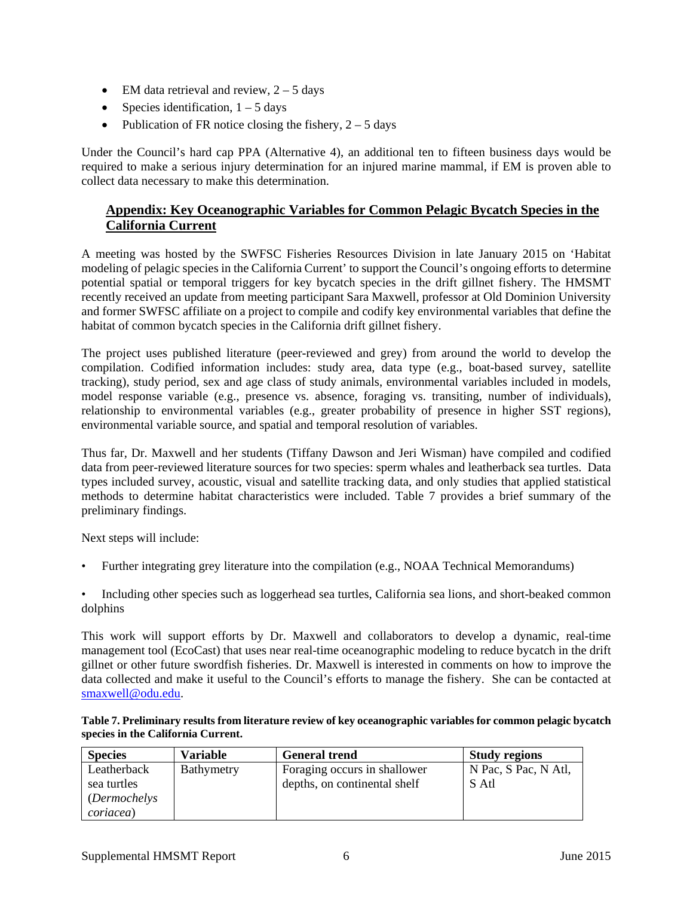- EM data retrieval and review, 2 – 5 days
- Species identification, 1 – 5 days
- Publication of FR notice closing the fishery, 2 – 5 days

Under the Council's hard cap PPA (Alternative 4), an additional ten to fifteen business days would be required to make a serious injury determination for an injured marine mammal, if EM is proven able to collect data necessary to make this determination.

## Appendix: Key Oceanographic Variables for Common Pelagic Bycatch Species in the California Current

A meeting was hosted by the SWFSC Fisheries Resources Division in late January 2015 on 'Habitat modeling of pelagic species in the California Current' to support the Council's ongoing efforts to determine potential spatial or temporal triggers for key bycatch species in the drift gillnet fishery. The HMSMT recently received an update from meeting participant Sara Maxwell, professor at Old Dominion University and former SWFSC affiliate on a project to compile and codify key environmental variables that define the habitat of common bycatch species in the California drift gillnet fishery.

The project uses published literature (peer-reviewed and grey) from around the world to develop the compilation. Codified information includes: study area, data type (e.g., boat-based survey, satellite tracking), study period, sex and age class of study animals, environmental variables included in models, model response variable (e.g., presence vs. absence, foraging vs. transiting, number of individuals), relationship to environmental variables (e.g., greater probability of presence in higher SST regions), environmental variable source, and spatial and temporal resolution of variables.

Thus far, Dr. Maxwell and her students (Tiffany Dawson and Jeri Wisman) have compiled and codified data from peer-reviewed literature sources for two species: sperm whales and leatherback sea turtles. Data types included survey, acoustic, visual and satellite tracking data, and only studies that applied statistical methods to determine habitat characteristics were included. Table 7 provides a brief summary of the preliminary findings.

Next steps will include:

- Further integrating grey literature into the compilation (e.g., NOAA Technical Memorandums)
- Including other species such as loggerhead sea turtles, California sea lions, and short-beaked common dolphins

This work will support efforts by Dr. Maxwell and collaborators to develop a dynamic, real-time management tool (EcoCast) that uses near real-time oceanographic modeling to reduce bycatch in the drift gillnet or other future swordfish fisheries. Dr. Maxwell is interested in comments on how to improve the data collected and make it useful to the Council's efforts to manage the fishery. She can be contacted at smaxwell@odu.edu.

**Table 7. Preliminary results from literature review of key oceanographic variables for common pelagic bycatch species in the California Current.**

| Species | Variable | General trend | Study regions |
|---|---|---|---|
| Leatherback sea turtles (*Dermochelys coriacea*) | Bathymetry | Foraging occurs in shallower depths, on continental shelf | N Pac, S Pac, N Atl, S Atl |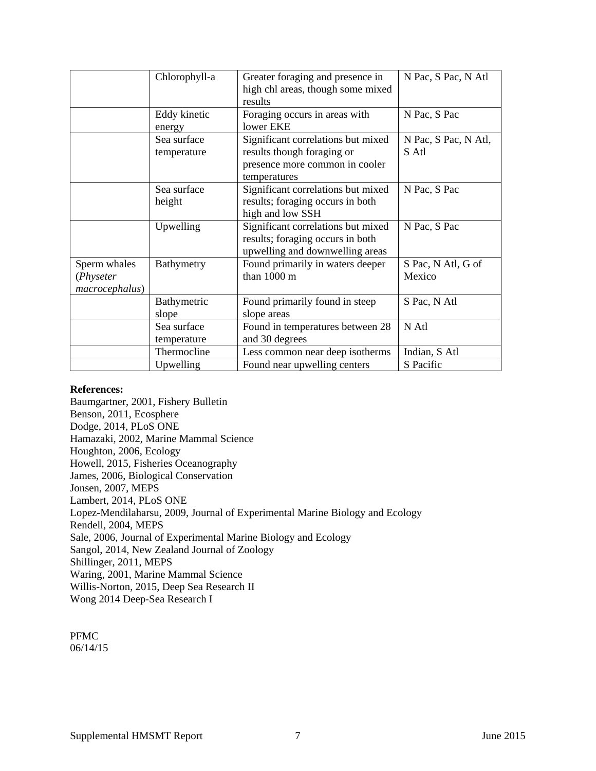| | | | |
|---|---|---|---|
| | Chlorophyll-a | Greater foraging and presence in high chl areas, though some mixed results | N Pac, S Pac, N Atl |
| | Eddy kinetic energy | Foraging occurs in areas with lower EKE | N Pac, S Pac |
| | Sea surface temperature | Significant correlations but mixed results though foraging or presence more common in cooler temperatures | N Pac, S Pac, N Atl, S Atl |
| | Sea surface height | Significant correlations but mixed results; foraging occurs in both high and low SSH | N Pac, S Pac |
| | Upwelling | Significant correlations but mixed results; foraging occurs in both upwelling and downwelling areas | N Pac, S Pac |
| Sperm whales (*Physeter macrocephalus*) | Bathymetry | Found primarily in waters deeper than 1000 m | S Pac, N Atl, G of Mexico |
| | Bathymetric slope | Found primarily found in steep slope areas | S Pac, N Atl |
| | Sea surface temperature | Found in temperatures between 28 and 30 degrees | N Atl |
| | Thermocline | Less common near deep isotherms | Indian, S Atl |
| | Upwelling | Found near upwelling centers | S Pacific |

**References:**

Baumgartner, 2001, Fishery Bulletin
Benson, 2011, Ecosphere
Dodge, 2014, PLoS ONE
Hamazaki, 2002, Marine Mammal Science
Houghton, 2006, Ecology
Howell, 2015, Fisheries Oceanography
James, 2006, Biological Conservation
Jonsen, 2007, MEPS
Lambert, 2014, PLoS ONE
Lopez-Mendilaharsu, 2009, Journal of Experimental Marine Biology and Ecology
Rendell, 2004, MEPS
Sale, 2006, Journal of Experimental Marine Biology and Ecology
Sangol, 2014, New Zealand Journal of Zoology
Shillinger, 2011, MEPS
Waring, 2001, Marine Mammal Science
Willis-Norton, 2015, Deep Sea Research II
Wong 2014 Deep-Sea Research I

PFMC
06/14/15